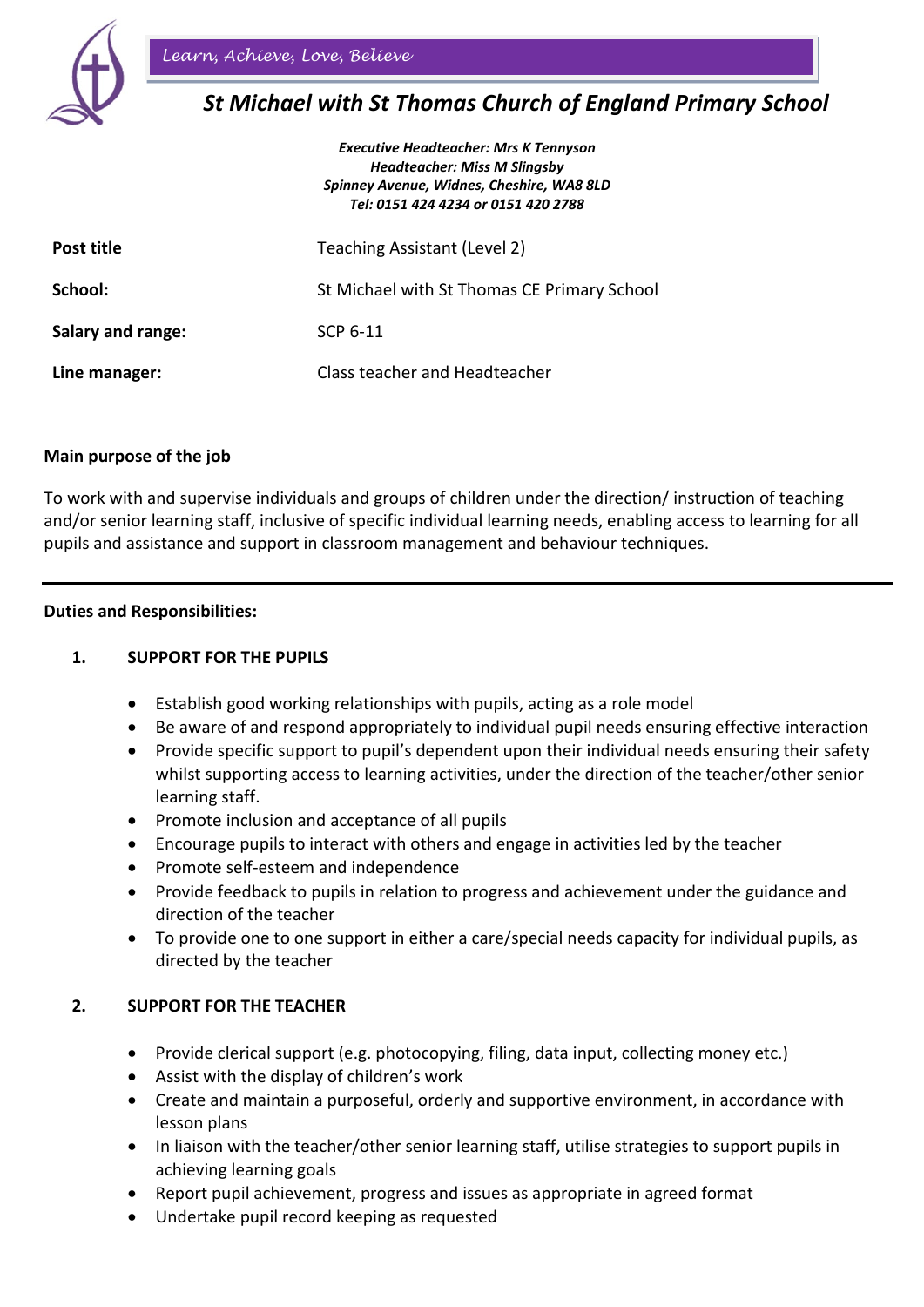*Learn, Achieve, Love, Believe*

# *St Michael with St Thomas Church of England Primary School*

***Executive Headteacher: Mrs K Tennyson***
***Headteacher: Miss M Slingsby***
***Spinney Avenue, Widnes, Cheshire, WA8 8LD***
***Tel: 0151 424 4234 or 0151 420 2788***

| | |
|---|---|
| **Post title** | Teaching Assistant (Level 2) |
| **School:** | St Michael with St Thomas CE Primary School |
| **Salary and range:** | SCP 6-11 |
| **Line manager:** | Class teacher and Headteacher |

**Main purpose of the job**

To work with and supervise individuals and groups of children under the direction/ instruction of teaching and/or senior learning staff, inclusive of specific individual learning needs, enabling access to learning for all pupils and assistance and support in classroom management and behaviour techniques.

---

**Duties and Responsibilities:**

**1. SUPPORT FOR THE PUPILS**

- Establish good working relationships with pupils, acting as a role model
- Be aware of and respond appropriately to individual pupil needs ensuring effective interaction
- Provide specific support to pupil's dependent upon their individual needs ensuring their safety whilst supporting access to learning activities, under the direction of the teacher/other senior learning staff.
- Promote inclusion and acceptance of all pupils
- Encourage pupils to interact with others and engage in activities led by the teacher
- Promote self-esteem and independence
- Provide feedback to pupils in relation to progress and achievement under the guidance and direction of the teacher
- To provide one to one support in either a care/special needs capacity for individual pupils, as directed by the teacher

**2. SUPPORT FOR THE TEACHER**

- Provide clerical support (e.g. photocopying, filing, data input, collecting money etc.)
- Assist with the display of children's work
- Create and maintain a purposeful, orderly and supportive environment, in accordance with lesson plans
- In liaison with the teacher/other senior learning staff, utilise strategies to support pupils in achieving learning goals
- Report pupil achievement, progress and issues as appropriate in agreed format
- Undertake pupil record keeping as requested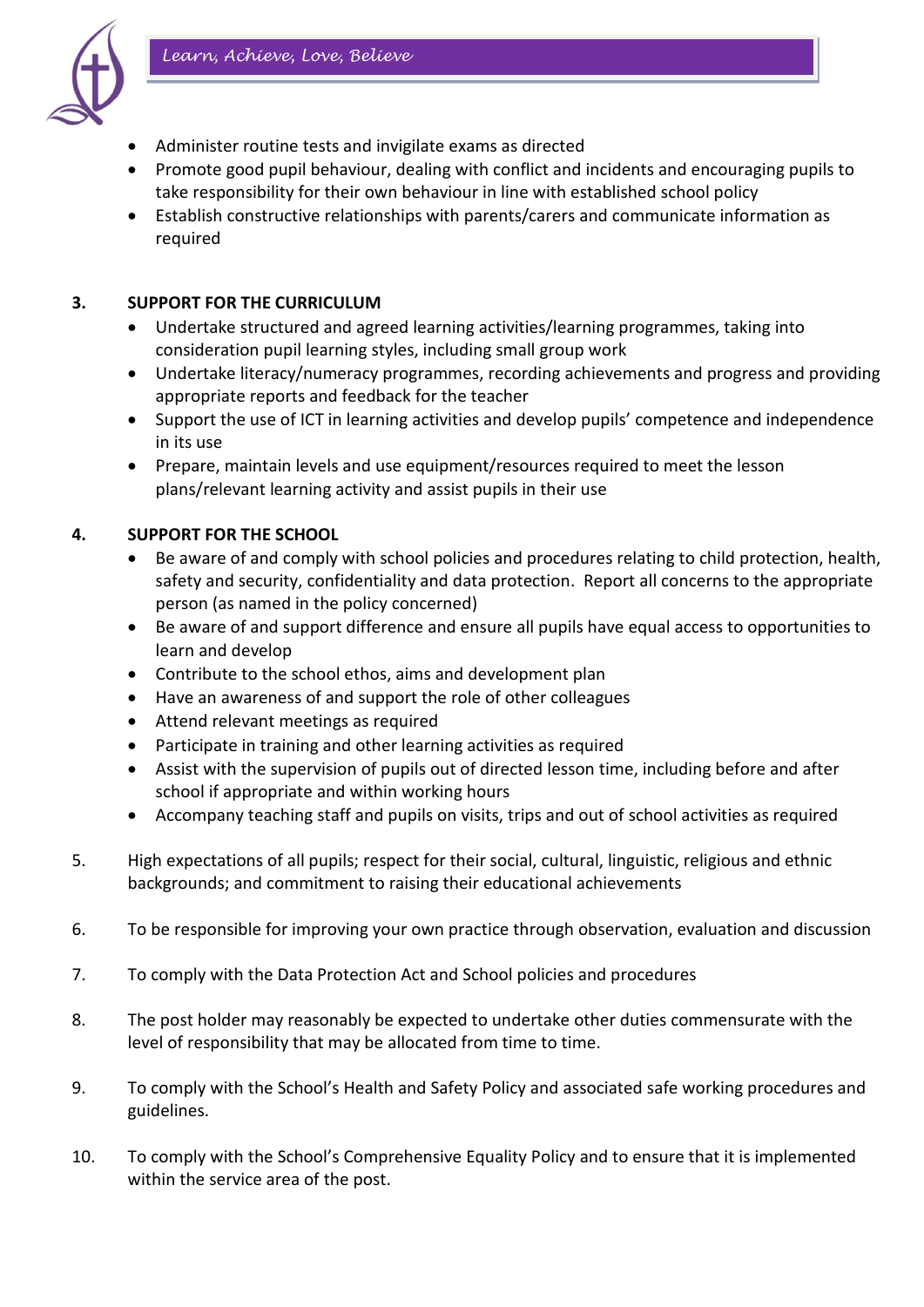- Administer routine tests and invigilate exams as directed
- Promote good pupil behaviour, dealing with conflict and incidents and encouraging pupils to take responsibility for their own behaviour in line with established school policy
- Establish constructive relationships with parents/carers and communicate information as required

**3. SUPPORT FOR THE CURRICULUM**

- Undertake structured and agreed learning activities/learning programmes, taking into consideration pupil learning styles, including small group work
- Undertake literacy/numeracy programmes, recording achievements and progress and providing appropriate reports and feedback for the teacher
- Support the use of ICT in learning activities and develop pupils' competence and independence in its use
- Prepare, maintain levels and use equipment/resources required to meet the lesson plans/relevant learning activity and assist pupils in their use

**4. SUPPORT FOR THE SCHOOL**

- Be aware of and comply with school policies and procedures relating to child protection, health, safety and security, confidentiality and data protection. Report all concerns to the appropriate person (as named in the policy concerned)
- Be aware of and support difference and ensure all pupils have equal access to opportunities to learn and develop
- Contribute to the school ethos, aims and development plan
- Have an awareness of and support the role of other colleagues
- Attend relevant meetings as required
- Participate in training and other learning activities as required
- Assist with the supervision of pupils out of directed lesson time, including before and after school if appropriate and within working hours
- Accompany teaching staff and pupils on visits, trips and out of school activities as required

5. High expectations of all pupils; respect for their social, cultural, linguistic, religious and ethnic backgrounds; and commitment to raising their educational achievements

6. To be responsible for improving your own practice through observation, evaluation and discussion

7. To comply with the Data Protection Act and School policies and procedures

8. The post holder may reasonably be expected to undertake other duties commensurate with the level of responsibility that may be allocated from time to time.

9. To comply with the School's Health and Safety Policy and associated safe working procedures and guidelines.

10. To comply with the School's Comprehensive Equality Policy and to ensure that it is implemented within the service area of the post.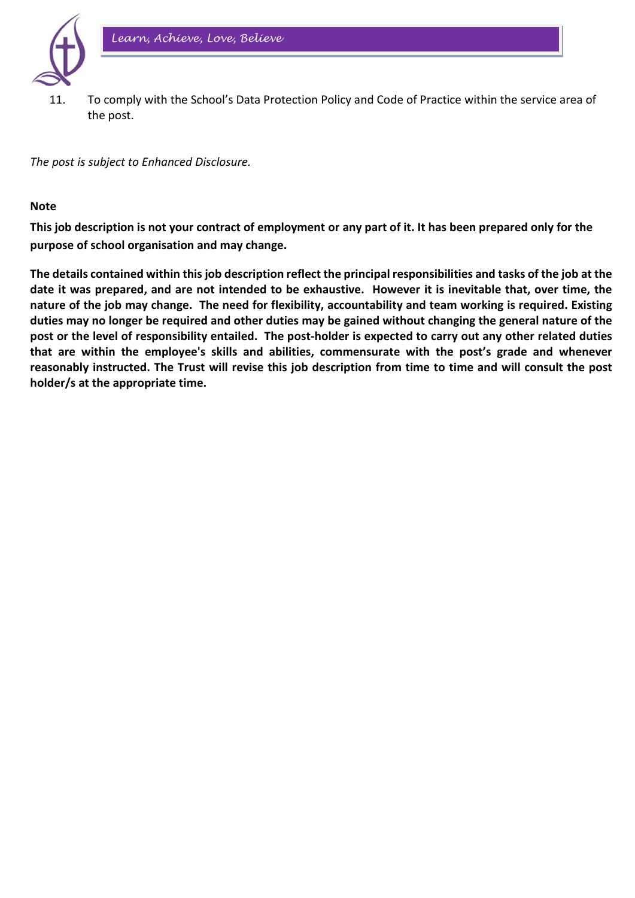11. To comply with the School's Data Protection Policy and Code of Practice within the service area of the post.

*The post is subject to Enhanced Disclosure.*

**Note**

**This job description is not your contract of employment or any part of it. It has been prepared only for the purpose of school organisation and may change.**

**The details contained within this job description reflect the principal responsibilities and tasks of the job at the date it was prepared, and are not intended to be exhaustive. However it is inevitable that, over time, the nature of the job may change. The need for flexibility, accountability and team working is required. Existing duties may no longer be required and other duties may be gained without changing the general nature of the post or the level of responsibility entailed. The post-holder is expected to carry out any other related duties that are within the employee's skills and abilities, commensurate with the post's grade and whenever reasonably instructed. The Trust will revise this job description from time to time and will consult the post holder/s at the appropriate time.**